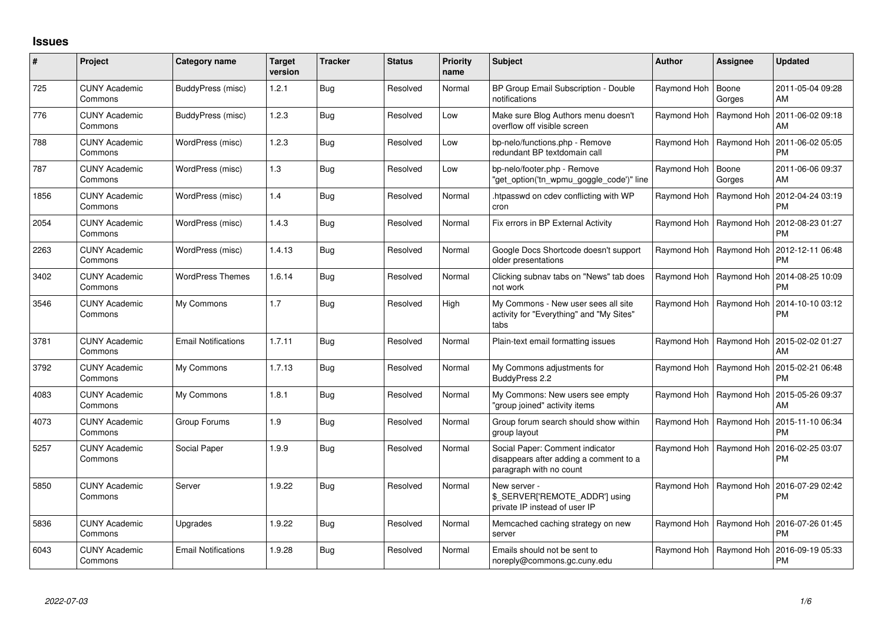## Issues

| # | Project | Category name | Target version | Tracker | Status | Priority name | Subject | Author | Assignee | Updated |
|---|---|---|---|---|---|---|---|---|---|---|
| 725 | CUNY Academic Commons | BuddyPress (misc) | 1.2.1 | Bug | Resolved | Normal | BP Group Email Subscription - Double notifications | Raymond Hoh | Boone Gorges | 2011-05-04 09:28 AM |
| 776 | CUNY Academic Commons | BuddyPress (misc) | 1.2.3 | Bug | Resolved | Low | Make sure Blog Authors menu doesn't overflow off visible screen | Raymond Hoh | Raymond Hoh | 2011-06-02 09:18 AM |
| 788 | CUNY Academic Commons | WordPress (misc) | 1.2.3 | Bug | Resolved | Low | bp-nelo/functions.php - Remove redundant BP textdomain call | Raymond Hoh | Raymond Hoh | 2011-06-02 05:05 PM |
| 787 | CUNY Academic Commons | WordPress (misc) | 1.3 | Bug | Resolved | Low | bp-nelo/footer.php - Remove "get_option('tn_wpmu_goggle_code')" line | Raymond Hoh | Boone Gorges | 2011-06-06 09:37 AM |
| 1856 | CUNY Academic Commons | WordPress (misc) | 1.4 | Bug | Resolved | Normal | .htpasswd on cdev conflicting with WP cron | Raymond Hoh | Raymond Hoh | 2012-04-24 03:19 PM |
| 2054 | CUNY Academic Commons | WordPress (misc) | 1.4.3 | Bug | Resolved | Normal | Fix errors in BP External Activity | Raymond Hoh | Raymond Hoh | 2012-08-23 01:27 PM |
| 2263 | CUNY Academic Commons | WordPress (misc) | 1.4.13 | Bug | Resolved | Normal | Google Docs Shortcode doesn't support older presentations | Raymond Hoh | Raymond Hoh | 2012-12-11 06:48 PM |
| 3402 | CUNY Academic Commons | WordPress Themes | 1.6.14 | Bug | Resolved | Normal | Clicking subnav tabs on "News" tab does not work | Raymond Hoh | Raymond Hoh | 2014-08-25 10:09 PM |
| 3546 | CUNY Academic Commons | My Commons | 1.7 | Bug | Resolved | High | My Commons - New user sees all site activity for "Everything" and "My Sites" tabs | Raymond Hoh | Raymond Hoh | 2014-10-10 03:12 PM |
| 3781 | CUNY Academic Commons | Email Notifications | 1.7.11 | Bug | Resolved | Normal | Plain-text email formatting issues | Raymond Hoh | Raymond Hoh | 2015-02-02 01:27 AM |
| 3792 | CUNY Academic Commons | My Commons | 1.7.13 | Bug | Resolved | Normal | My Commons adjustments for BuddyPress 2.2 | Raymond Hoh | Raymond Hoh | 2015-02-21 06:48 PM |
| 4083 | CUNY Academic Commons | My Commons | 1.8.1 | Bug | Resolved | Normal | My Commons: New users see empty "group joined" activity items | Raymond Hoh | Raymond Hoh | 2015-05-26 09:37 AM |
| 4073 | CUNY Academic Commons | Group Forums | 1.9 | Bug | Resolved | Normal | Group forum search should show within group layout | Raymond Hoh | Raymond Hoh | 2015-11-10 06:34 PM |
| 5257 | CUNY Academic Commons | Social Paper | 1.9.9 | Bug | Resolved | Normal | Social Paper: Comment indicator disappears after adding a comment to a paragraph with no count | Raymond Hoh | Raymond Hoh | 2016-02-25 03:07 PM |
| 5850 | CUNY Academic Commons | Server | 1.9.22 | Bug | Resolved | Normal | New server - $_SERVER['REMOTE_ADDR'] using private IP instead of user IP | Raymond Hoh | Raymond Hoh | 2016-07-29 02:42 PM |
| 5836 | CUNY Academic Commons | Upgrades | 1.9.22 | Bug | Resolved | Normal | Memcached caching strategy on new server | Raymond Hoh | Raymond Hoh | 2016-07-26 01:45 PM |
| 6043 | CUNY Academic Commons | Email Notifications | 1.9.28 | Bug | Resolved | Normal | Emails should not be sent to noreply@commons.gc.cuny.edu | Raymond Hoh | Raymond Hoh | 2016-09-19 05:33 PM |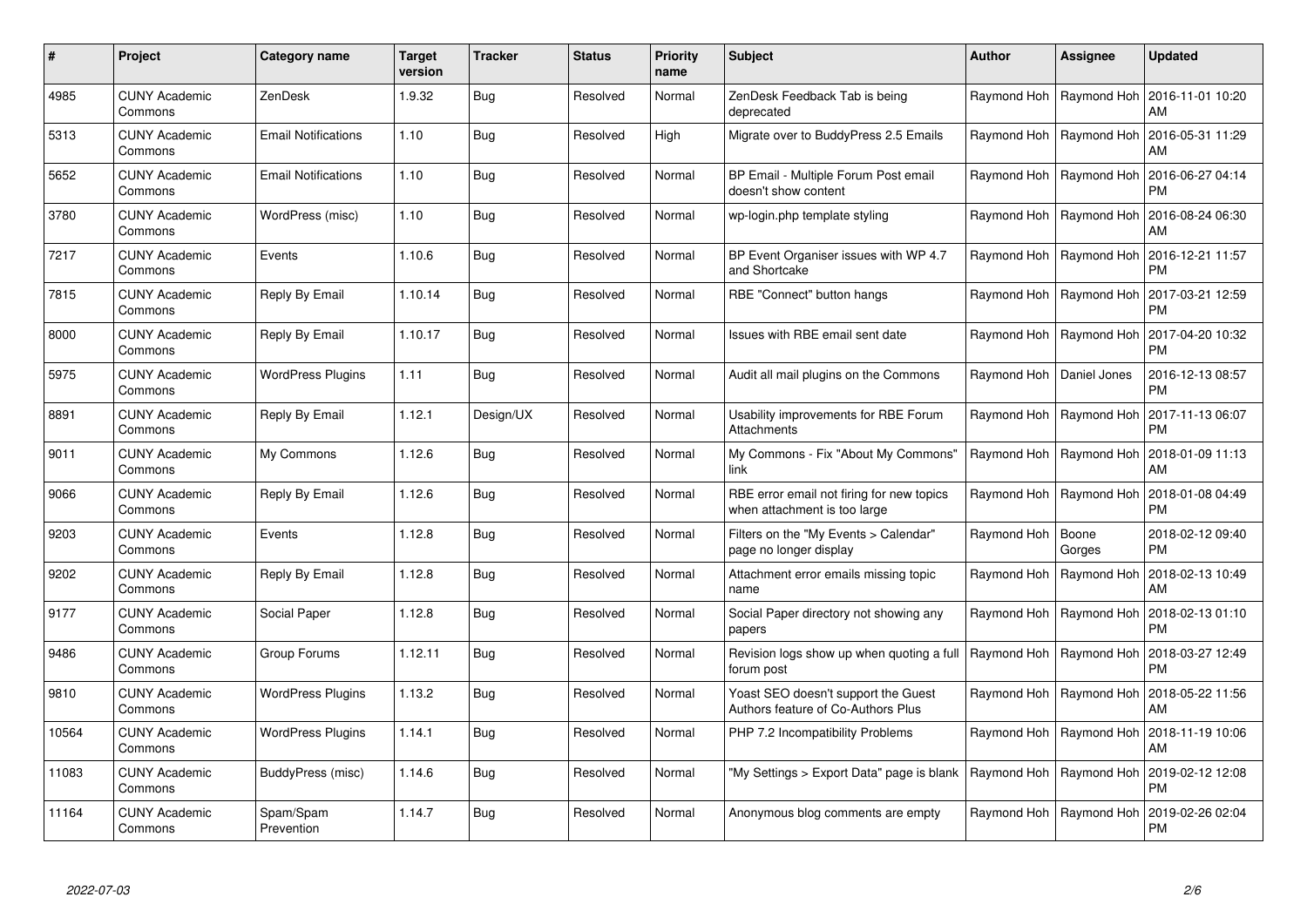| # | Project | Category name | Target version | Tracker | Status | Priority name | Subject | Author | Assignee | Updated |
|---|---|---|---|---|---|---|---|---|---|---|
| 4985 | CUNY Academic Commons | ZenDesk | 1.9.32 | Bug | Resolved | Normal | ZenDesk Feedback Tab is being deprecated | Raymond Hoh | Raymond Hoh | 2016-11-01 10:20 AM |
| 5313 | CUNY Academic Commons | Email Notifications | 1.10 | Bug | Resolved | High | Migrate over to BuddyPress 2.5 Emails | Raymond Hoh | Raymond Hoh | 2016-05-31 11:29 AM |
| 5652 | CUNY Academic Commons | Email Notifications | 1.10 | Bug | Resolved | Normal | BP Email - Multiple Forum Post email doesn't show content | Raymond Hoh | Raymond Hoh | 2016-06-27 04:14 PM |
| 3780 | CUNY Academic Commons | WordPress (misc) | 1.10 | Bug | Resolved | Normal | wp-login.php template styling | Raymond Hoh | Raymond Hoh | 2016-08-24 06:30 AM |
| 7217 | CUNY Academic Commons | Events | 1.10.6 | Bug | Resolved | Normal | BP Event Organiser issues with WP 4.7 and Shortcake | Raymond Hoh | Raymond Hoh | 2016-12-21 11:57 PM |
| 7815 | CUNY Academic Commons | Reply By Email | 1.10.14 | Bug | Resolved | Normal | RBE "Connect" button hangs | Raymond Hoh | Raymond Hoh | 2017-03-21 12:59 PM |
| 8000 | CUNY Academic Commons | Reply By Email | 1.10.17 | Bug | Resolved | Normal | Issues with RBE email sent date | Raymond Hoh | Raymond Hoh | 2017-04-20 10:32 PM |
| 5975 | CUNY Academic Commons | WordPress Plugins | 1.11 | Bug | Resolved | Normal | Audit all mail plugins on the Commons | Raymond Hoh | Daniel Jones | 2016-12-13 08:57 PM |
| 8891 | CUNY Academic Commons | Reply By Email | 1.12.1 | Design/UX | Resolved | Normal | Usability improvements for RBE Forum Attachments | Raymond Hoh | Raymond Hoh | 2017-11-13 06:07 PM |
| 9011 | CUNY Academic Commons | My Commons | 1.12.6 | Bug | Resolved | Normal | My Commons - Fix "About My Commons" link | Raymond Hoh | Raymond Hoh | 2018-01-09 11:13 AM |
| 9066 | CUNY Academic Commons | Reply By Email | 1.12.6 | Bug | Resolved | Normal | RBE error email not firing for new topics when attachment is too large | Raymond Hoh | Raymond Hoh | 2018-01-08 04:49 PM |
| 9203 | CUNY Academic Commons | Events | 1.12.8 | Bug | Resolved | Normal | Filters on the "My Events > Calendar" page no longer display | Raymond Hoh | Boone Gorges | 2018-02-12 09:40 PM |
| 9202 | CUNY Academic Commons | Reply By Email | 1.12.8 | Bug | Resolved | Normal | Attachment error emails missing topic name | Raymond Hoh | Raymond Hoh | 2018-02-13 10:49 AM |
| 9177 | CUNY Academic Commons | Social Paper | 1.12.8 | Bug | Resolved | Normal | Social Paper directory not showing any papers | Raymond Hoh | Raymond Hoh | 2018-02-13 01:10 PM |
| 9486 | CUNY Academic Commons | Group Forums | 1.12.11 | Bug | Resolved | Normal | Revision logs show up when quoting a full forum post | Raymond Hoh | Raymond Hoh | 2018-03-27 12:49 PM |
| 9810 | CUNY Academic Commons | WordPress Plugins | 1.13.2 | Bug | Resolved | Normal | Yoast SEO doesn't support the Guest Authors feature of Co-Authors Plus | Raymond Hoh | Raymond Hoh | 2018-05-22 11:56 AM |
| 10564 | CUNY Academic Commons | WordPress Plugins | 1.14.1 | Bug | Resolved | Normal | PHP 7.2 Incompatibility Problems | Raymond Hoh | Raymond Hoh | 2018-11-19 10:06 AM |
| 11083 | CUNY Academic Commons | BuddyPress (misc) | 1.14.6 | Bug | Resolved | Normal | "My Settings > Export Data" page is blank | Raymond Hoh | Raymond Hoh | 2019-02-12 12:08 PM |
| 11164 | CUNY Academic Commons | Spam/Spam Prevention | 1.14.7 | Bug | Resolved | Normal | Anonymous blog comments are empty | Raymond Hoh | Raymond Hoh | 2019-02-26 02:04 PM |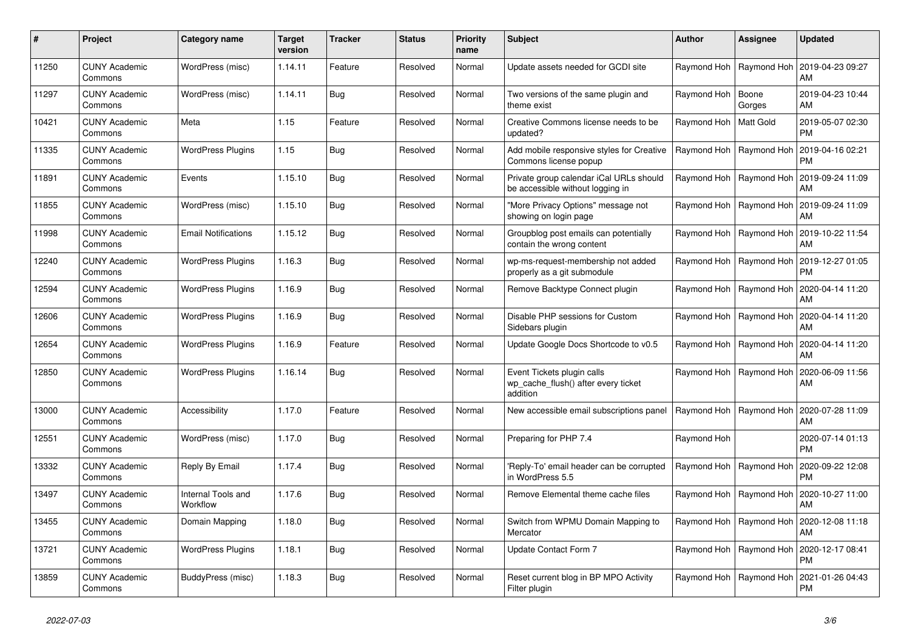| # | Project | Category name | Target version | Tracker | Status | Priority name | Subject | Author | Assignee | Updated |
|---|---|---|---|---|---|---|---|---|---|---|
| 11250 | CUNY Academic Commons | WordPress (misc) | 1.14.11 | Feature | Resolved | Normal | Update assets needed for GCDI site | Raymond Hoh | Raymond Hoh | 2019-04-23 09:27 AM |
| 11297 | CUNY Academic Commons | WordPress (misc) | 1.14.11 | Bug | Resolved | Normal | Two versions of the same plugin and theme exist | Raymond Hoh | Boone Gorges | 2019-04-23 10:44 AM |
| 10421 | CUNY Academic Commons | Meta | 1.15 | Feature | Resolved | Normal | Creative Commons license needs to be updated? | Raymond Hoh | Matt Gold | 2019-05-07 02:30 PM |
| 11335 | CUNY Academic Commons | WordPress Plugins | 1.15 | Bug | Resolved | Normal | Add mobile responsive styles for Creative Commons license popup | Raymond Hoh | Raymond Hoh | 2019-04-16 02:21 PM |
| 11891 | CUNY Academic Commons | Events | 1.15.10 | Bug | Resolved | Normal | Private group calendar iCal URLs should be accessible without logging in | Raymond Hoh | Raymond Hoh | 2019-09-24 11:09 AM |
| 11855 | CUNY Academic Commons | WordPress (misc) | 1.15.10 | Bug | Resolved | Normal | "More Privacy Options" message not showing on login page | Raymond Hoh | Raymond Hoh | 2019-09-24 11:09 AM |
| 11998 | CUNY Academic Commons | Email Notifications | 1.15.12 | Bug | Resolved | Normal | Groupblog post emails can potentially contain the wrong content | Raymond Hoh | Raymond Hoh | 2019-10-22 11:54 AM |
| 12240 | CUNY Academic Commons | WordPress Plugins | 1.16.3 | Bug | Resolved | Normal | wp-ms-request-membership not added properly as a git submodule | Raymond Hoh | Raymond Hoh | 2019-12-27 01:05 PM |
| 12594 | CUNY Academic Commons | WordPress Plugins | 1.16.9 | Bug | Resolved | Normal | Remove Backtype Connect plugin | Raymond Hoh | Raymond Hoh | 2020-04-14 11:20 AM |
| 12606 | CUNY Academic Commons | WordPress Plugins | 1.16.9 | Bug | Resolved | Normal | Disable PHP sessions for Custom Sidebars plugin | Raymond Hoh | Raymond Hoh | 2020-04-14 11:20 AM |
| 12654 | CUNY Academic Commons | WordPress Plugins | 1.16.9 | Feature | Resolved | Normal | Update Google Docs Shortcode to v0.5 | Raymond Hoh | Raymond Hoh | 2020-04-14 11:20 AM |
| 12850 | CUNY Academic Commons | WordPress Plugins | 1.16.14 | Bug | Resolved | Normal | Event Tickets plugin calls wp_cache_flush() after every ticket addition | Raymond Hoh | Raymond Hoh | 2020-06-09 11:56 AM |
| 13000 | CUNY Academic Commons | Accessibility | 1.17.0 | Feature | Resolved | Normal | New accessible email subscriptions panel | Raymond Hoh | Raymond Hoh | 2020-07-28 11:09 AM |
| 12551 | CUNY Academic Commons | WordPress (misc) | 1.17.0 | Bug | Resolved | Normal | Preparing for PHP 7.4 | Raymond Hoh | | 2020-07-14 01:13 PM |
| 13332 | CUNY Academic Commons | Reply By Email | 1.17.4 | Bug | Resolved | Normal | 'Reply-To' email header can be corrupted in WordPress 5.5 | Raymond Hoh | Raymond Hoh | 2020-09-22 12:08 PM |
| 13497 | CUNY Academic Commons | Internal Tools and Workflow | 1.17.6 | Bug | Resolved | Normal | Remove Elemental theme cache files | Raymond Hoh | Raymond Hoh | 2020-10-27 11:00 AM |
| 13455 | CUNY Academic Commons | Domain Mapping | 1.18.0 | Bug | Resolved | Normal | Switch from WPMU Domain Mapping to Mercator | Raymond Hoh | Raymond Hoh | 2020-12-08 11:18 AM |
| 13721 | CUNY Academic Commons | WordPress Plugins | 1.18.1 | Bug | Resolved | Normal | Update Contact Form 7 | Raymond Hoh | Raymond Hoh | 2020-12-17 08:41 PM |
| 13859 | CUNY Academic Commons | BuddyPress (misc) | 1.18.3 | Bug | Resolved | Normal | Reset current blog in BP MPO Activity Filter plugin | Raymond Hoh | Raymond Hoh | 2021-01-26 04:43 PM |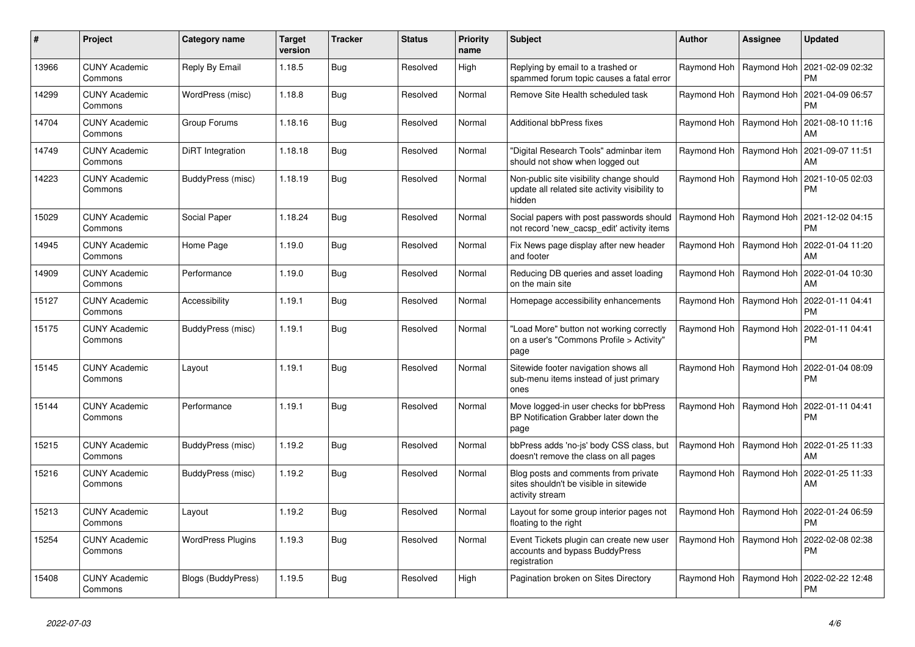| # | Project | Category name | Target version | Tracker | Status | Priority name | Subject | Author | Assignee | Updated |
|---|---|---|---|---|---|---|---|---|---|---|
| 13966 | CUNY Academic Commons | Reply By Email | 1.18.5 | Bug | Resolved | High | Replying by email to a trashed or spammed forum topic causes a fatal error | Raymond Hoh | Raymond Hoh | 2021-02-09 02:32 PM |
| 14299 | CUNY Academic Commons | WordPress (misc) | 1.18.8 | Bug | Resolved | Normal | Remove Site Health scheduled task | Raymond Hoh | Raymond Hoh | 2021-04-09 06:57 PM |
| 14704 | CUNY Academic Commons | Group Forums | 1.18.16 | Bug | Resolved | Normal | Additional bbPress fixes | Raymond Hoh | Raymond Hoh | 2021-08-10 11:16 AM |
| 14749 | CUNY Academic Commons | DiRT Integration | 1.18.18 | Bug | Resolved | Normal | "Digital Research Tools" adminbar item should not show when logged out | Raymond Hoh | Raymond Hoh | 2021-09-07 11:51 AM |
| 14223 | CUNY Academic Commons | BuddyPress (misc) | 1.18.19 | Bug | Resolved | Normal | Non-public site visibility change should update all related site activity visibility to hidden | Raymond Hoh | Raymond Hoh | 2021-10-05 02:03 PM |
| 15029 | CUNY Academic Commons | Social Paper | 1.18.24 | Bug | Resolved | Normal | Social papers with post passwords should not record 'new_cacsp_edit' activity items | Raymond Hoh | Raymond Hoh | 2021-12-02 04:15 PM |
| 14945 | CUNY Academic Commons | Home Page | 1.19.0 | Bug | Resolved | Normal | Fix News page display after new header and footer | Raymond Hoh | Raymond Hoh | 2022-01-04 11:20 AM |
| 14909 | CUNY Academic Commons | Performance | 1.19.0 | Bug | Resolved | Normal | Reducing DB queries and asset loading on the main site | Raymond Hoh | Raymond Hoh | 2022-01-04 10:30 AM |
| 15127 | CUNY Academic Commons | Accessibility | 1.19.1 | Bug | Resolved | Normal | Homepage accessibility enhancements | Raymond Hoh | Raymond Hoh | 2022-01-11 04:41 PM |
| 15175 | CUNY Academic Commons | BuddyPress (misc) | 1.19.1 | Bug | Resolved | Normal | "Load More" button not working correctly on a user's "Commons Profile > Activity" page | Raymond Hoh | Raymond Hoh | 2022-01-11 04:41 PM |
| 15145 | CUNY Academic Commons | Layout | 1.19.1 | Bug | Resolved | Normal | Sitewide footer navigation shows all sub-menu items instead of just primary ones | Raymond Hoh | Raymond Hoh | 2022-01-04 08:09 PM |
| 15144 | CUNY Academic Commons | Performance | 1.19.1 | Bug | Resolved | Normal | Move logged-in user checks for bbPress BP Notification Grabber later down the page | Raymond Hoh | Raymond Hoh | 2022-01-11 04:41 PM |
| 15215 | CUNY Academic Commons | BuddyPress (misc) | 1.19.2 | Bug | Resolved | Normal | bbPress adds 'no-js' body CSS class, but doesn't remove the class on all pages | Raymond Hoh | Raymond Hoh | 2022-01-25 11:33 AM |
| 15216 | CUNY Academic Commons | BuddyPress (misc) | 1.19.2 | Bug | Resolved | Normal | Blog posts and comments from private sites shouldn't be visible in sitewide activity stream | Raymond Hoh | Raymond Hoh | 2022-01-25 11:33 AM |
| 15213 | CUNY Academic Commons | Layout | 1.19.2 | Bug | Resolved | Normal | Layout for some group interior pages not floating to the right | Raymond Hoh | Raymond Hoh | 2022-01-24 06:59 PM |
| 15254 | CUNY Academic Commons | WordPress Plugins | 1.19.3 | Bug | Resolved | Normal | Event Tickets plugin can create new user accounts and bypass BuddyPress registration | Raymond Hoh | Raymond Hoh | 2022-02-08 02:38 PM |
| 15408 | CUNY Academic Commons | Blogs (BuddyPress) | 1.19.5 | Bug | Resolved | High | Pagination broken on Sites Directory | Raymond Hoh | Raymond Hoh | 2022-02-22 12:48 PM |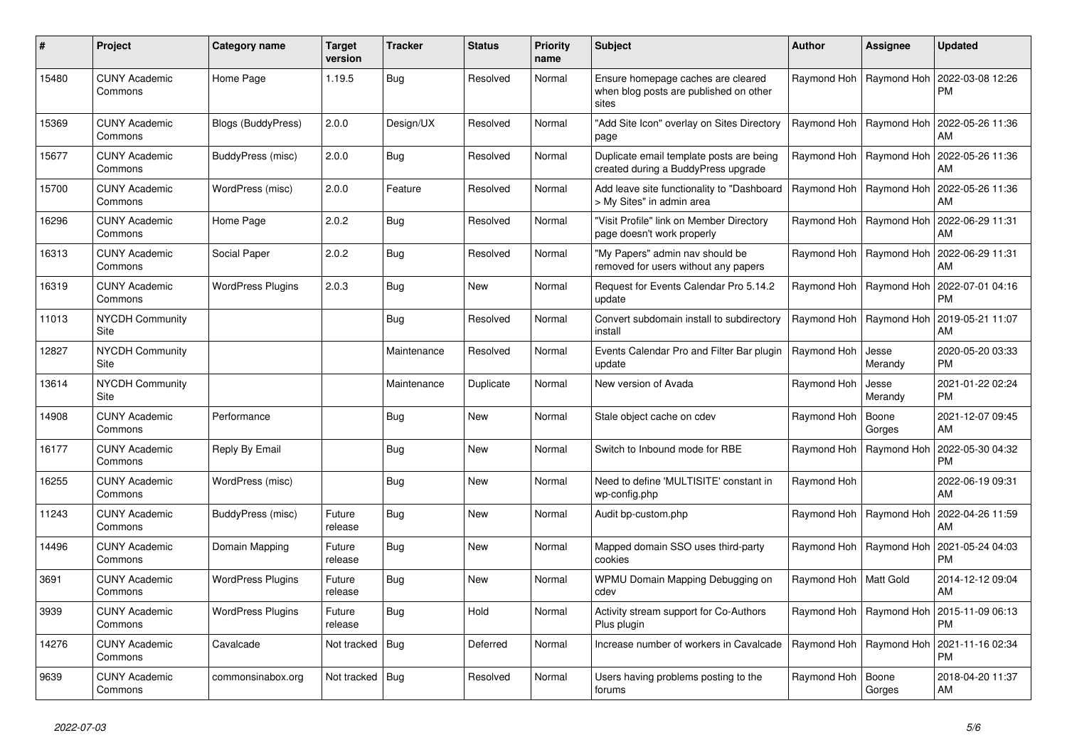| # | Project | Category name | Target version | Tracker | Status | Priority name | Subject | Author | Assignee | Updated |
|---|---|---|---|---|---|---|---|---|---|---|
| 15480 | CUNY Academic Commons | Home Page | 1.19.5 | Bug | Resolved | Normal | Ensure homepage caches are cleared when blog posts are published on other sites | Raymond Hoh | Raymond Hoh | 2022-03-08 12:26 PM |
| 15369 | CUNY Academic Commons | Blogs (BuddyPress) | 2.0.0 | Design/UX | Resolved | Normal | "Add Site Icon" overlay on Sites Directory page | Raymond Hoh | Raymond Hoh | 2022-05-26 11:36 AM |
| 15677 | CUNY Academic Commons | BuddyPress (misc) | 2.0.0 | Bug | Resolved | Normal | Duplicate email template posts are being created during a BuddyPress upgrade | Raymond Hoh | Raymond Hoh | 2022-05-26 11:36 AM |
| 15700 | CUNY Academic Commons | WordPress (misc) | 2.0.0 | Feature | Resolved | Normal | Add leave site functionality to "Dashboard > My Sites" in admin area | Raymond Hoh | Raymond Hoh | 2022-05-26 11:36 AM |
| 16296 | CUNY Academic Commons | Home Page | 2.0.2 | Bug | Resolved | Normal | "Visit Profile" link on Member Directory page doesn't work properly | Raymond Hoh | Raymond Hoh | 2022-06-29 11:31 AM |
| 16313 | CUNY Academic Commons | Social Paper | 2.0.2 | Bug | Resolved | Normal | "My Papers" admin nav should be removed for users without any papers | Raymond Hoh | Raymond Hoh | 2022-06-29 11:31 AM |
| 16319 | CUNY Academic Commons | WordPress Plugins | 2.0.3 | Bug | New | Normal | Request for Events Calendar Pro 5.14.2 update | Raymond Hoh | Raymond Hoh | 2022-07-01 04:16 PM |
| 11013 | NYCDH Community Site | | | Bug | Resolved | Normal | Convert subdomain install to subdirectory install | Raymond Hoh | Raymond Hoh | 2019-05-21 11:07 AM |
| 12827 | NYCDH Community Site | | | Maintenance | Resolved | Normal | Events Calendar Pro and Filter Bar plugin update | Raymond Hoh | Jesse Merandy | 2020-05-20 03:33 PM |
| 13614 | NYCDH Community Site | | | Maintenance | Duplicate | Normal | New version of Avada | Raymond Hoh | Jesse Merandy | 2021-01-22 02:24 PM |
| 14908 | CUNY Academic Commons | Performance | | Bug | New | Normal | Stale object cache on cdev | Raymond Hoh | Boone Gorges | 2021-12-07 09:45 AM |
| 16177 | CUNY Academic Commons | Reply By Email | | Bug | New | Normal | Switch to Inbound mode for RBE | Raymond Hoh | Raymond Hoh | 2022-05-30 04:32 PM |
| 16255 | CUNY Academic Commons | WordPress (misc) | | Bug | New | Normal | Need to define 'MULTISITE' constant in wp-config.php | Raymond Hoh | | 2022-06-19 09:31 AM |
| 11243 | CUNY Academic Commons | BuddyPress (misc) | Future release | Bug | New | Normal | Audit bp-custom.php | Raymond Hoh | Raymond Hoh | 2022-04-26 11:59 AM |
| 14496 | CUNY Academic Commons | Domain Mapping | Future release | Bug | New | Normal | Mapped domain SSO uses third-party cookies | Raymond Hoh | Raymond Hoh | 2021-05-24 04:03 PM |
| 3691 | CUNY Academic Commons | WordPress Plugins | Future release | Bug | New | Normal | WPMU Domain Mapping Debugging on cdev | Raymond Hoh | Matt Gold | 2014-12-12 09:04 AM |
| 3939 | CUNY Academic Commons | WordPress Plugins | Future release | Bug | Hold | Normal | Activity stream support for Co-Authors Plus plugin | Raymond Hoh | Raymond Hoh | 2015-11-09 06:13 PM |
| 14276 | CUNY Academic Commons | Cavalcade | Not tracked | Bug | Deferred | Normal | Increase number of workers in Cavalcade | Raymond Hoh | Raymond Hoh | 2021-11-16 02:34 PM |
| 9639 | CUNY Academic Commons | commonsinabox.org | Not tracked | Bug | Resolved | Normal | Users having problems posting to the forums | Raymond Hoh | Boone Gorges | 2018-04-20 11:37 AM |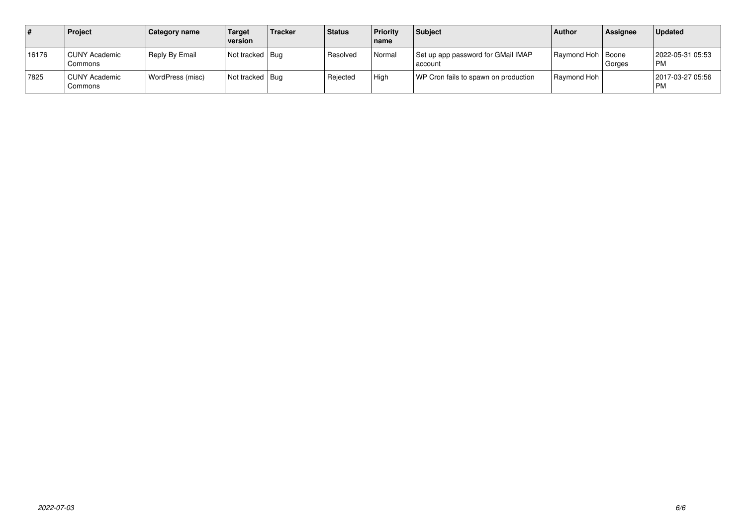| # | Project | Category name | Target version | Tracker | Status | Priority name | Subject | Author | Assignee | Updated |
|---|---|---|---|---|---|---|---|---|---|---|
| 16176 | CUNY Academic Commons | Reply By Email | Not tracked | Bug | Resolved | Normal | Set up app password for GMail IMAP account | Raymond Hoh | Boone Gorges | 2022-05-31 05:53 PM |
| 7825 | CUNY Academic Commons | WordPress (misc) | Not tracked | Bug | Rejected | High | WP Cron fails to spawn on production | Raymond Hoh | | 2017-03-27 05:56 PM |